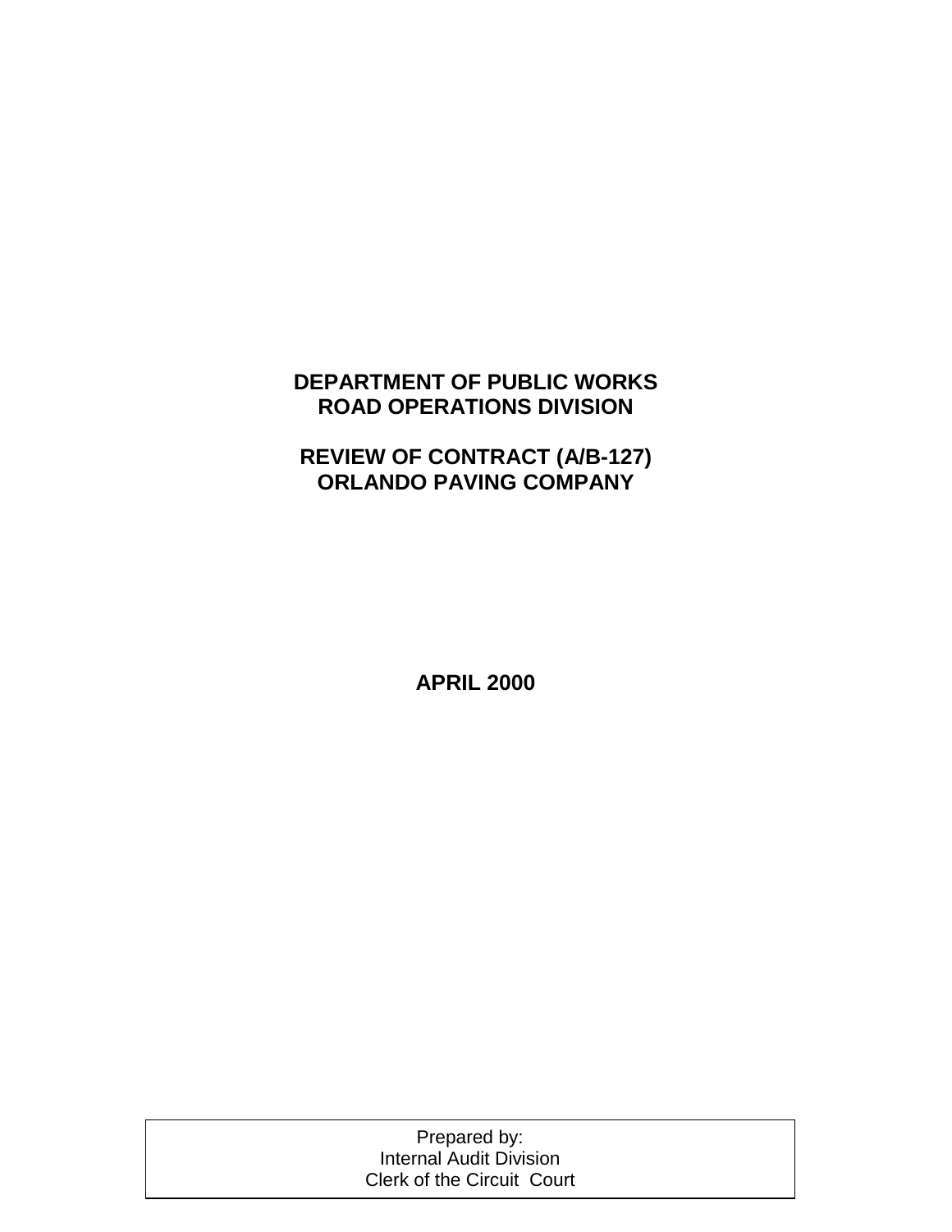# DEPARTMENT OF PUBLIC WORKS
# ROAD OPERATIONS DIVISION

# REVIEW OF CONTRACT (A/B-127)
# ORLANDO PAVING COMPANY

**APRIL 2000**

Prepared by:
Internal Audit Division
Clerk of the Circuit Court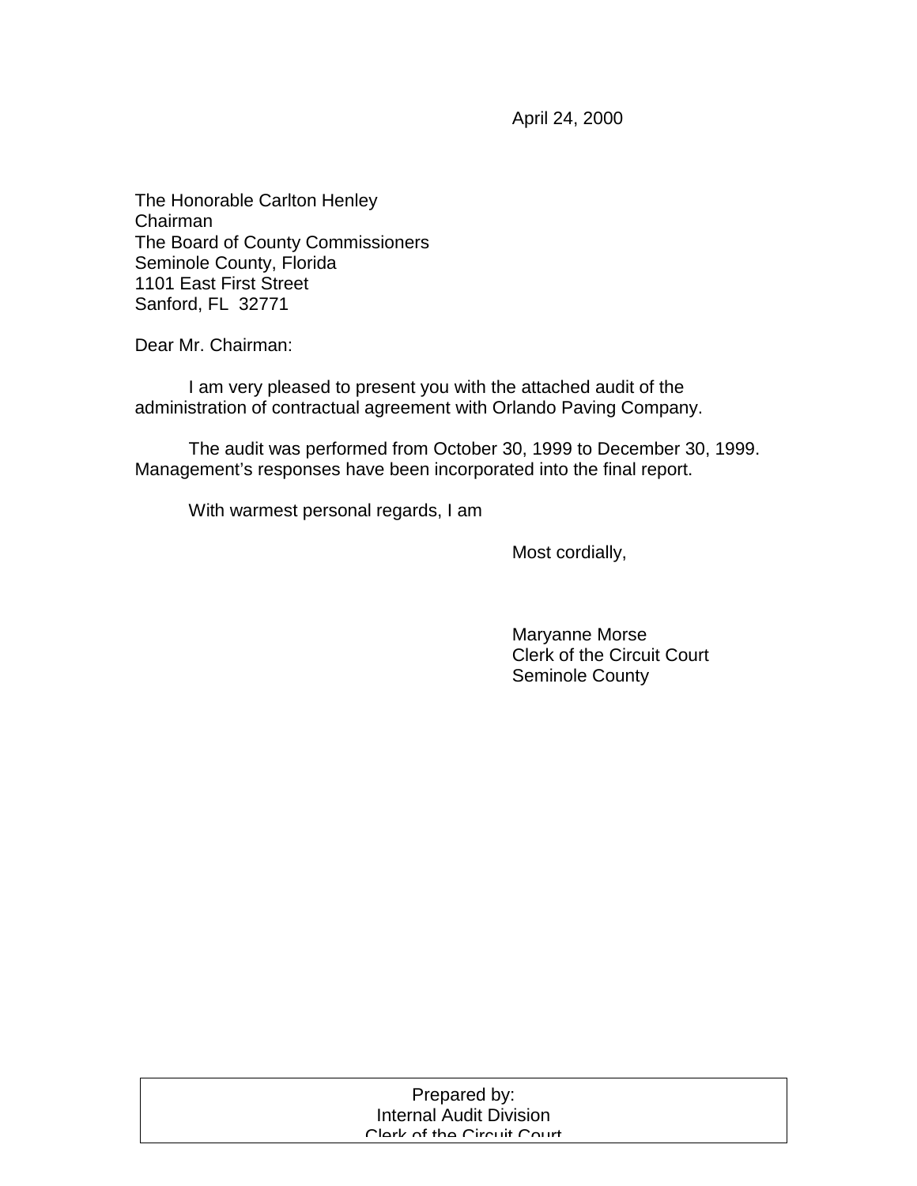April 24, 2000

The Honorable Carlton Henley
Chairman
The Board of County Commissioners
Seminole County, Florida
1101 East First Street
Sanford, FL 32771

Dear Mr. Chairman:

I am very pleased to present you with the attached audit of the administration of contractual agreement with Orlando Paving Company.

The audit was performed from October 30, 1999 to December 30, 1999. Management's responses have been incorporated into the final report.

With warmest personal regards, I am

Most cordially,

Maryanne Morse
Clerk of the Circuit Court
Seminole County

Prepared by:
Internal Audit Division
Clerk of the Circuit Court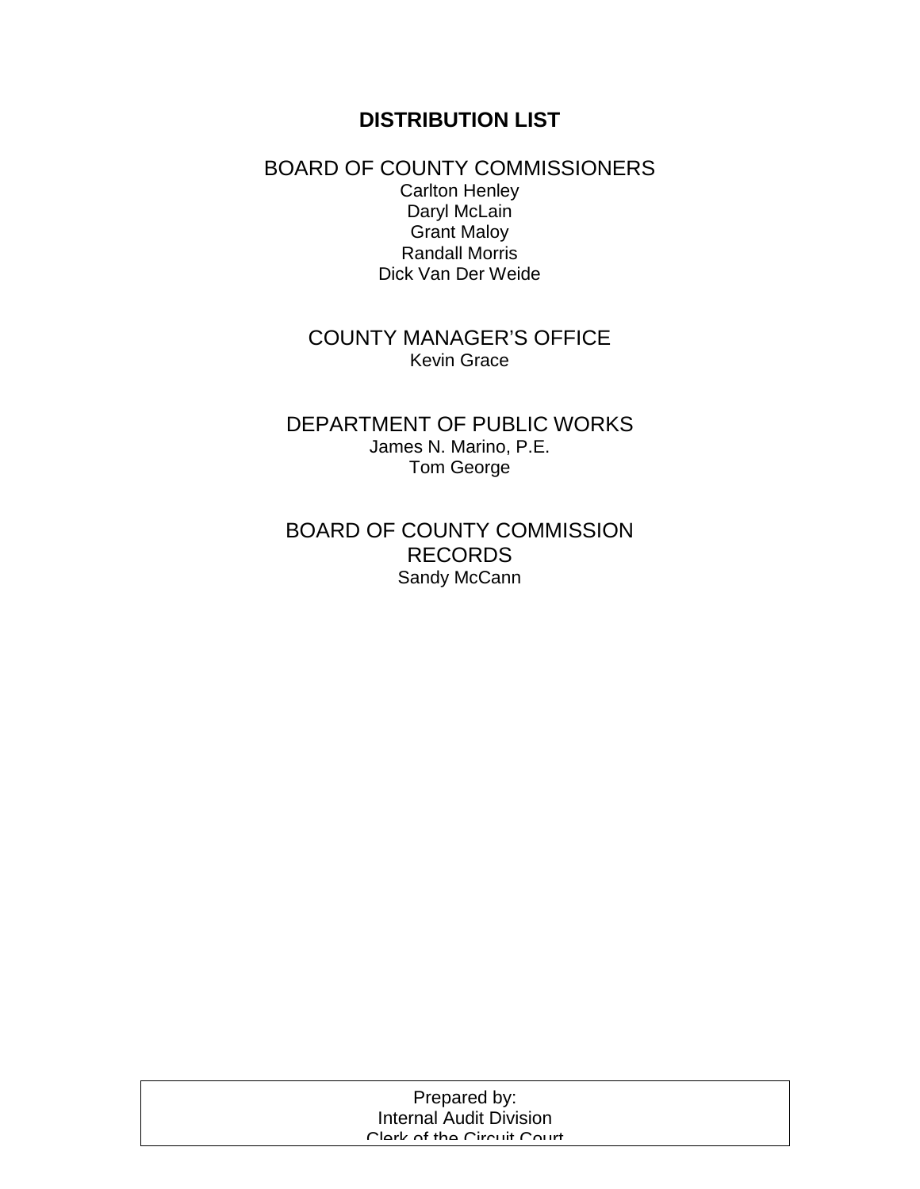# DISTRIBUTION LIST

## BOARD OF COUNTY COMMISSIONERS

Carlton Henley
Daryl McLain
Grant Maloy
Randall Morris
Dick Van Der Weide

## COUNTY MANAGER'S OFFICE

Kevin Grace

## DEPARTMENT OF PUBLIC WORKS

James N. Marino, P.E.
Tom George

## BOARD OF COUNTY COMMISSION RECORDS

Sandy McCann

Prepared by:
Internal Audit Division
Clerk of the Circuit Court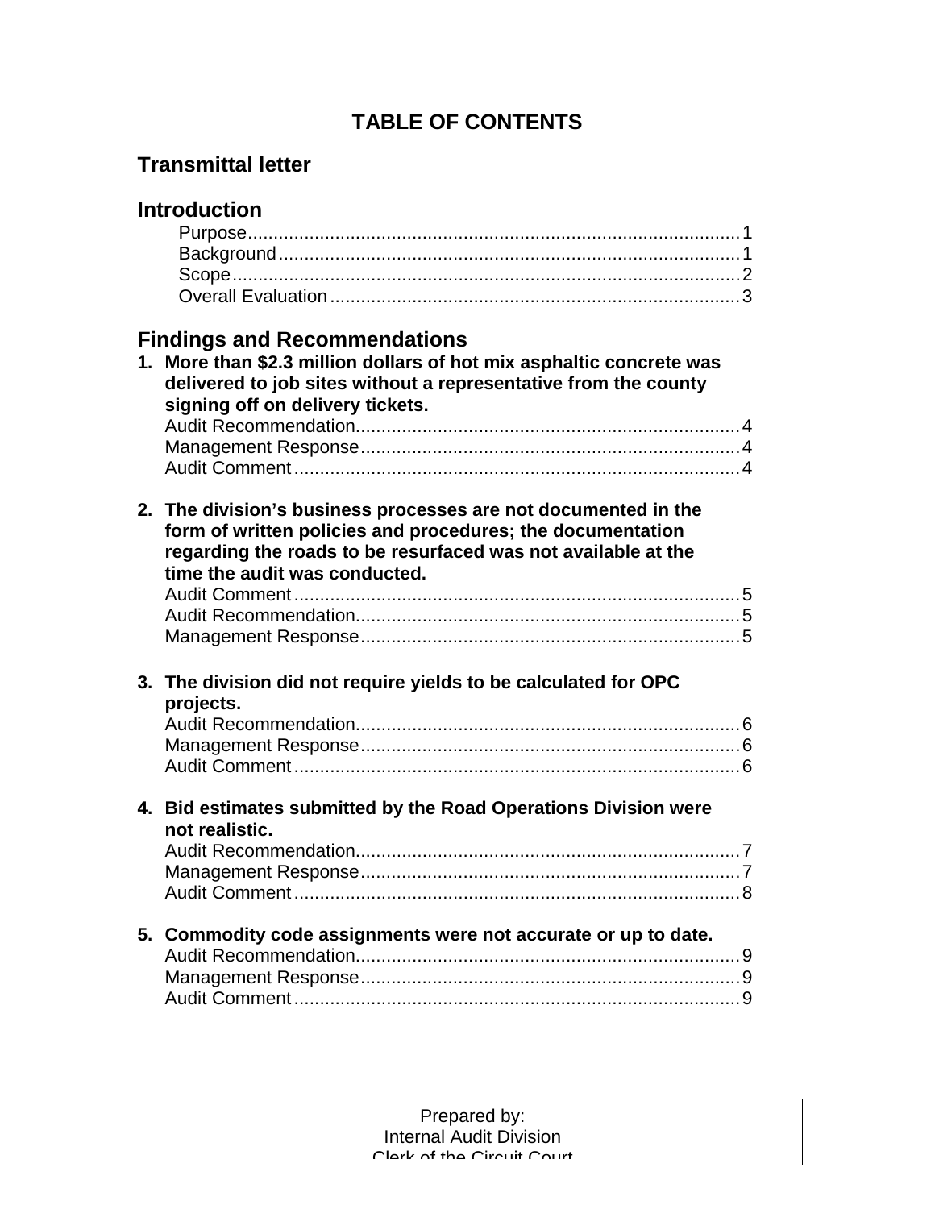# TABLE OF CONTENTS

## Transmittal letter

## Introduction

- Purpose ........ 1
- Background ........ 1
- Scope ........ 2
- Overall Evaluation ........ 3

## Findings and Recommendations

**1. More than $2.3 million dollars of hot mix asphaltic concrete was delivered to job sites without a representative from the county signing off on delivery tickets.**

- Audit Recommendation ........ 4
- Management Response ........ 4
- Audit Comment ........ 4

**2. The division's business processes are not documented in the form of written policies and procedures; the documentation regarding the roads to be resurfaced was not available at the time the audit was conducted.**

- Audit Comment ........ 5
- Audit Recommendation ........ 5
- Management Response ........ 5

**3. The division did not require yields to be calculated for OPC projects.**

- Audit Recommendation ........ 6
- Management Response ........ 6
- Audit Comment ........ 6

**4. Bid estimates submitted by the Road Operations Division were not realistic.**

- Audit Recommendation ........ 7
- Management Response ........ 7
- Audit Comment ........ 8

**5. Commodity code assignments were not accurate or up to date.**

- Audit Recommendation ........ 9
- Management Response ........ 9
- Audit Comment ........ 9

Prepared by:
Internal Audit Division
Clerk of the Circuit Court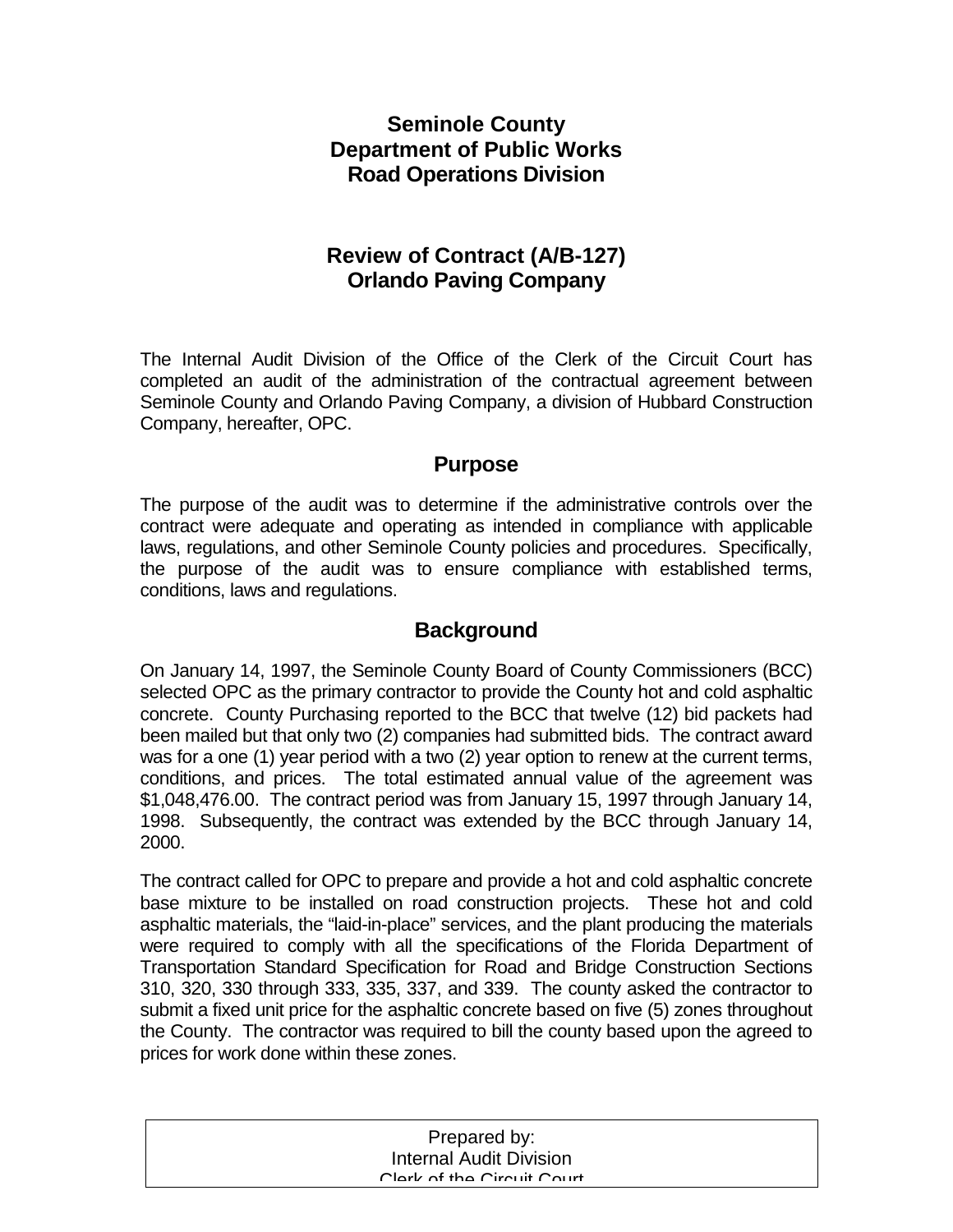# Seminole County
# Department of Public Works
# Road Operations Division

## Review of Contract (A/B-127)
## Orlando Paving Company

The Internal Audit Division of the Office of the Clerk of the Circuit Court has completed an audit of the administration of the contractual agreement between Seminole County and Orlando Paving Company, a division of Hubbard Construction Company, hereafter, OPC.

### Purpose

The purpose of the audit was to determine if the administrative controls over the contract were adequate and operating as intended in compliance with applicable laws, regulations, and other Seminole County policies and procedures. Specifically, the purpose of the audit was to ensure compliance with established terms, conditions, laws and regulations.

### Background

On January 14, 1997, the Seminole County Board of County Commissioners (BCC) selected OPC as the primary contractor to provide the County hot and cold asphaltic concrete. County Purchasing reported to the BCC that twelve (12) bid packets had been mailed but that only two (2) companies had submitted bids. The contract award was for a one (1) year period with a two (2) year option to renew at the current terms, conditions, and prices. The total estimated annual value of the agreement was $1,048,476.00. The contract period was from January 15, 1997 through January 14, 1998. Subsequently, the contract was extended by the BCC through January 14, 2000.

The contract called for OPC to prepare and provide a hot and cold asphaltic concrete base mixture to be installed on road construction projects. These hot and cold asphaltic materials, the "laid-in-place" services, and the plant producing the materials were required to comply with all the specifications of the Florida Department of Transportation Standard Specification for Road and Bridge Construction Sections 310, 320, 330 through 333, 335, 337, and 339. The county asked the contractor to submit a fixed unit price for the asphaltic concrete based on five (5) zones throughout the County. The contractor was required to bill the county based upon the agreed to prices for work done within these zones.

Prepared by:
Internal Audit Division
Clerk of the Circuit Court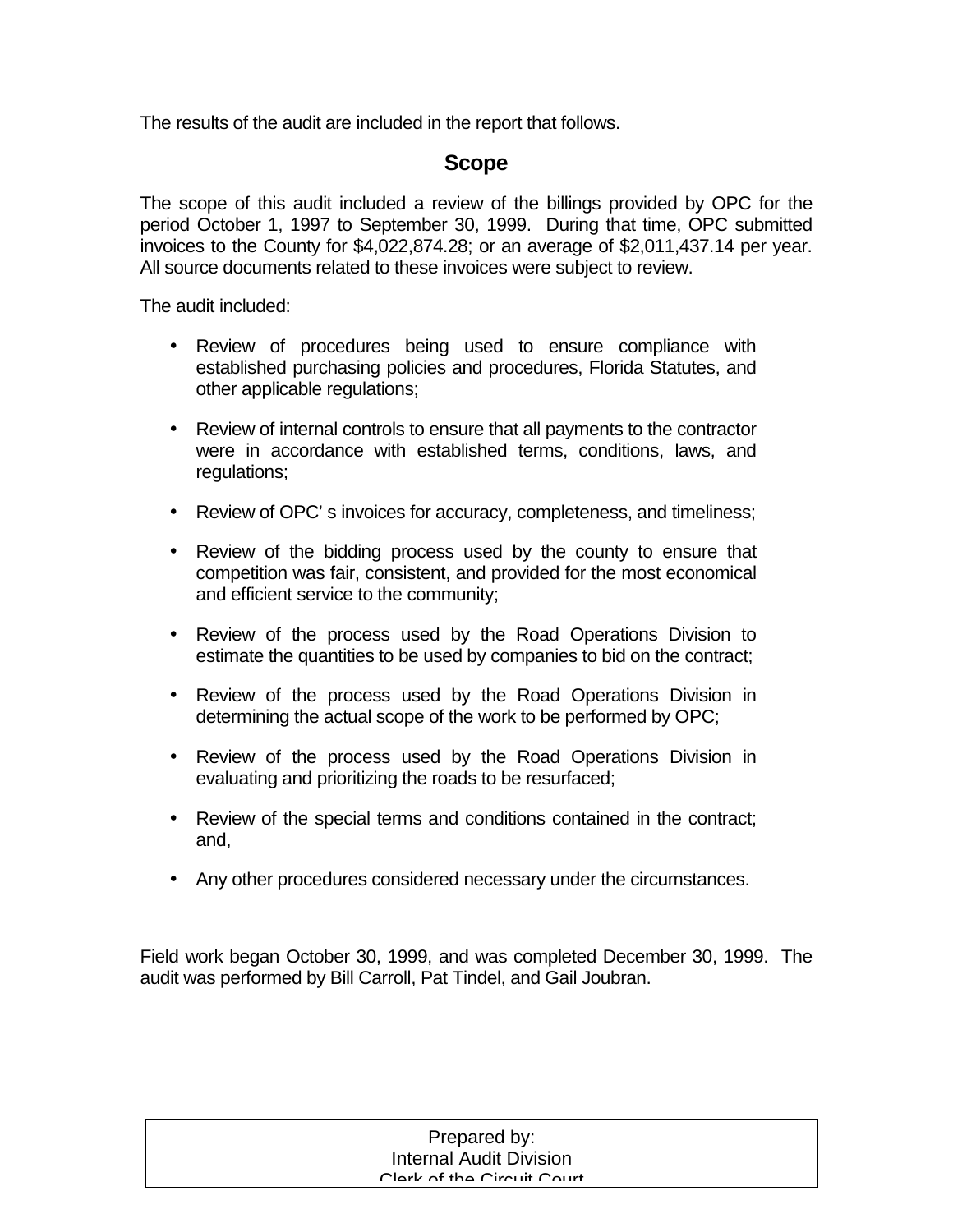The results of the audit are included in the report that follows.

## Scope

The scope of this audit included a review of the billings provided by OPC for the period October 1, 1997 to September 30, 1999. During that time, OPC submitted invoices to the County for $4,022,874.28; or an average of $2,011,437.14 per year. All source documents related to these invoices were subject to review.

The audit included:

- Review of procedures being used to ensure compliance with established purchasing policies and procedures, Florida Statutes, and other applicable regulations;
- Review of internal controls to ensure that all payments to the contractor were in accordance with established terms, conditions, laws, and regulations;
- Review of OPC' s invoices for accuracy, completeness, and timeliness;
- Review of the bidding process used by the county to ensure that competition was fair, consistent, and provided for the most economical and efficient service to the community;
- Review of the process used by the Road Operations Division to estimate the quantities to be used by companies to bid on the contract;
- Review of the process used by the Road Operations Division in determining the actual scope of the work to be performed by OPC;
- Review of the process used by the Road Operations Division in evaluating and prioritizing the roads to be resurfaced;
- Review of the special terms and conditions contained in the contract; and,
- Any other procedures considered necessary under the circumstances.

Field work began October 30, 1999, and was completed December 30, 1999. The audit was performed by Bill Carroll, Pat Tindel, and Gail Joubran.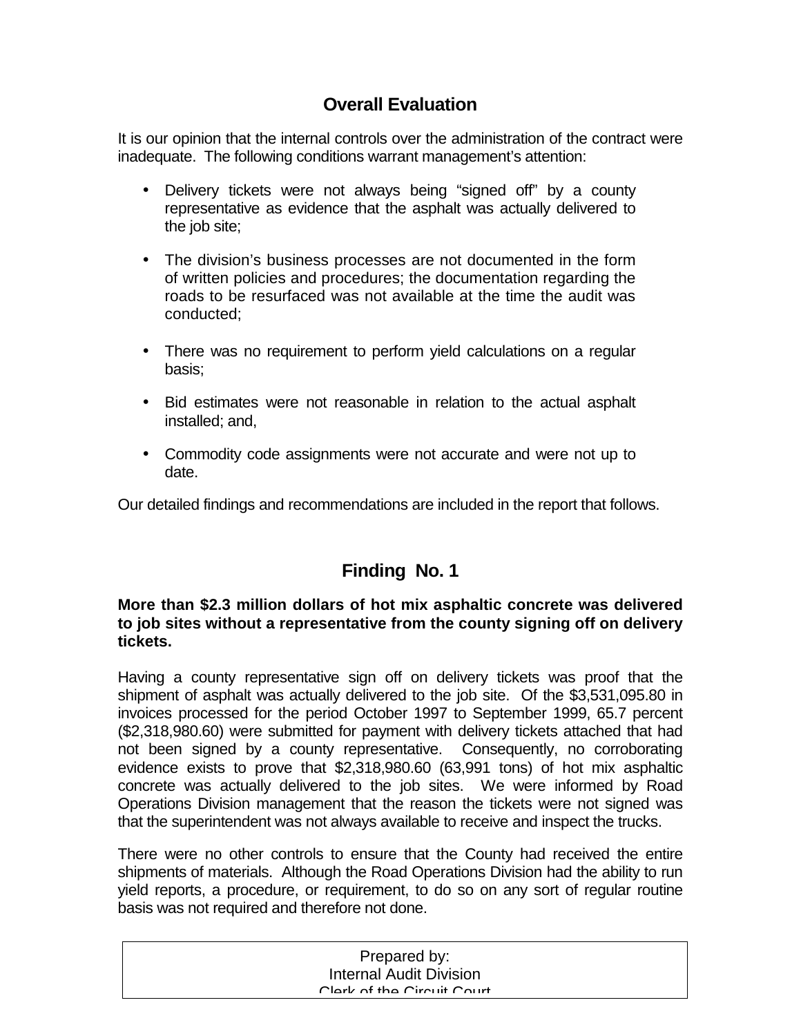## Overall Evaluation

It is our opinion that the internal controls over the administration of the contract were inadequate. The following conditions warrant management's attention:

- Delivery tickets were not always being "signed off" by a county representative as evidence that the asphalt was actually delivered to the job site;
- The division's business processes are not documented in the form of written policies and procedures; the documentation regarding the roads to be resurfaced was not available at the time the audit was conducted;
- There was no requirement to perform yield calculations on a regular basis;
- Bid estimates were not reasonable in relation to the actual asphalt installed; and,
- Commodity code assignments were not accurate and were not up to date.

Our detailed findings and recommendations are included in the report that follows.

## Finding No. 1

**More than $2.3 million dollars of hot mix asphaltic concrete was delivered to job sites without a representative from the county signing off on delivery tickets.**

Having a county representative sign off on delivery tickets was proof that the shipment of asphalt was actually delivered to the job site. Of the $3,531,095.80 in invoices processed for the period October 1997 to September 1999, 65.7 percent ($2,318,980.60) were submitted for payment with delivery tickets attached that had not been signed by a county representative. Consequently, no corroborating evidence exists to prove that $2,318,980.60 (63,991 tons) of hot mix asphaltic concrete was actually delivered to the job sites. We were informed by Road Operations Division management that the reason the tickets were not signed was that the superintendent was not always available to receive and inspect the trucks.

There were no other controls to ensure that the County had received the entire shipments of materials. Although the Road Operations Division had the ability to run yield reports, a procedure, or requirement, to do so on any sort of regular routine basis was not required and therefore not done.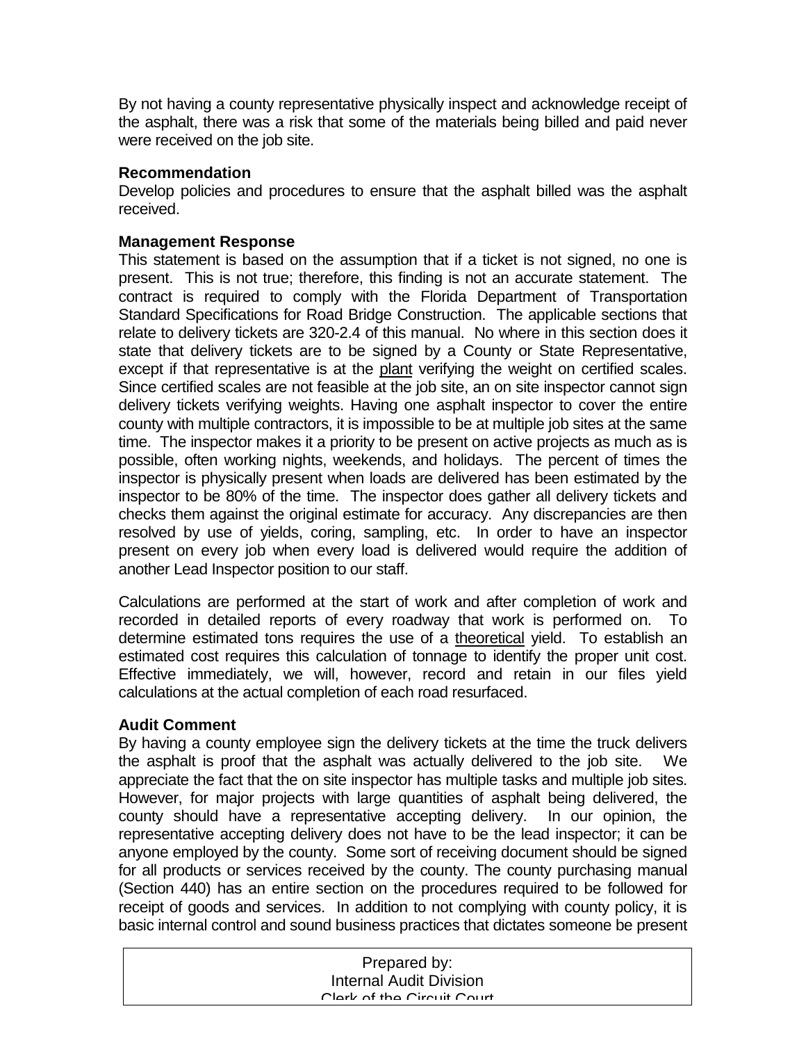By not having a county representative physically inspect and acknowledge receipt of the asphalt, there was a risk that some of the materials being billed and paid never were received on the job site.

### Recommendation

Develop policies and procedures to ensure that the asphalt billed was the asphalt received.

### Management Response

This statement is based on the assumption that if a ticket is not signed, no one is present. This is not true; therefore, this finding is not an accurate statement. The contract is required to comply with the Florida Department of Transportation Standard Specifications for Road Bridge Construction. The applicable sections that relate to delivery tickets are 320-2.4 of this manual. No where in this section does it state that delivery tickets are to be signed by a County or State Representative, except if that representative is at the plant verifying the weight on certified scales. Since certified scales are not feasible at the job site, an on site inspector cannot sign delivery tickets verifying weights. Having one asphalt inspector to cover the entire county with multiple contractors, it is impossible to be at multiple job sites at the same time. The inspector makes it a priority to be present on active projects as much as is possible, often working nights, weekends, and holidays. The percent of times the inspector is physically present when loads are delivered has been estimated by the inspector to be 80% of the time. The inspector does gather all delivery tickets and checks them against the original estimate for accuracy. Any discrepancies are then resolved by use of yields, coring, sampling, etc. In order to have an inspector present on every job when every load is delivered would require the addition of another Lead Inspector position to our staff.

Calculations are performed at the start of work and after completion of work and recorded in detailed reports of every roadway that work is performed on. To determine estimated tons requires the use of a theoretical yield. To establish an estimated cost requires this calculation of tonnage to identify the proper unit cost. Effective immediately, we will, however, record and retain in our files yield calculations at the actual completion of each road resurfaced.

### Audit Comment

By having a county employee sign the delivery tickets at the time the truck delivers the asphalt is proof that the asphalt was actually delivered to the job site. We appreciate the fact that the on site inspector has multiple tasks and multiple job sites. However, for major projects with large quantities of asphalt being delivered, the county should have a representative accepting delivery. In our opinion, the representative accepting delivery does not have to be the lead inspector; it can be anyone employed by the county. Some sort of receiving document should be signed for all products or services received by the county. The county purchasing manual (Section 440) has an entire section on the procedures required to be followed for receipt of goods and services. In addition to not complying with county policy, it is basic internal control and sound business practices that dictates someone be present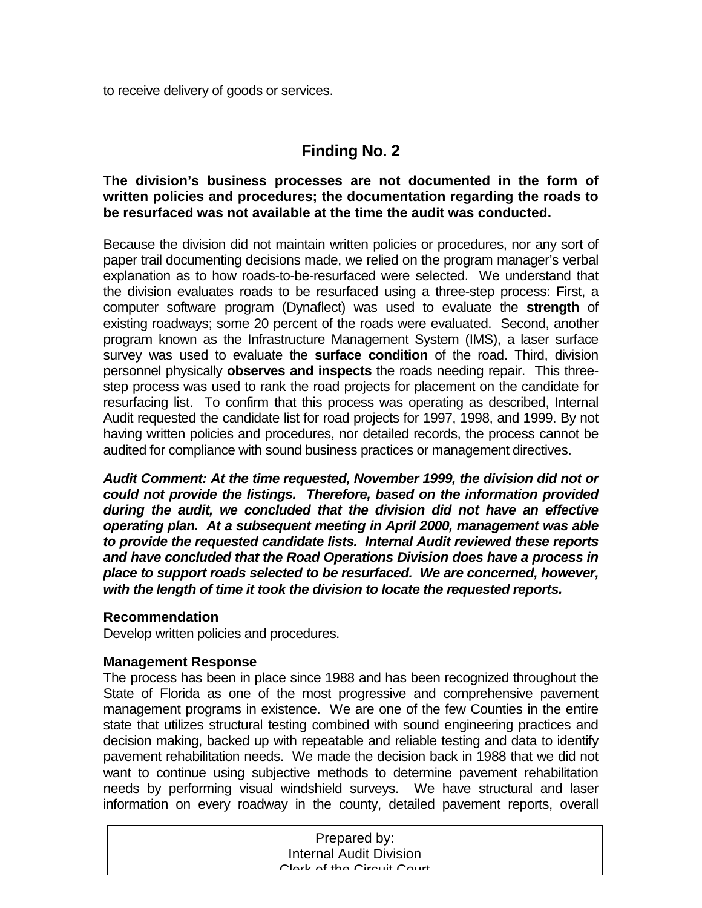to receive delivery of goods or services.

## Finding No. 2

**The division's business processes are not documented in the form of written policies and procedures; the documentation regarding the roads to be resurfaced was not available at the time the audit was conducted.**

Because the division did not maintain written policies or procedures, nor any sort of paper trail documenting decisions made, we relied on the program manager's verbal explanation as to how roads-to-be-resurfaced were selected. We understand that the division evaluates roads to be resurfaced using a three-step process: First, a computer software program (Dynaflect) was used to evaluate the **strength** of existing roadways; some 20 percent of the roads were evaluated. Second, another program known as the Infrastructure Management System (IMS), a laser surface survey was used to evaluate the **surface condition** of the road. Third, division personnel physically **observes and inspects** the roads needing repair. This three-step process was used to rank the road projects for placement on the candidate for resurfacing list. To confirm that this process was operating as described, Internal Audit requested the candidate list for road projects for 1997, 1998, and 1999. By not having written policies and procedures, nor detailed records, the process cannot be audited for compliance with sound business practices or management directives.

***Audit Comment: At the time requested, November 1999, the division did not or could not provide the listings. Therefore, based on the information provided during the audit, we concluded that the division did not have an effective operating plan. At a subsequent meeting in April 2000, management was able to provide the requested candidate lists. Internal Audit reviewed these reports and have concluded that the Road Operations Division does have a process in place to support roads selected to be resurfaced. We are concerned, however, with the length of time it took the division to locate the requested reports.***

**Recommendation**

Develop written policies and procedures.

**Management Response**

The process has been in place since 1988 and has been recognized throughout the State of Florida as one of the most progressive and comprehensive pavement management programs in existence. We are one of the few Counties in the entire state that utilizes structural testing combined with sound engineering practices and decision making, backed up with repeatable and reliable testing and data to identify pavement rehabilitation needs. We made the decision back in 1988 that we did not want to continue using subjective methods to determine pavement rehabilitation needs by performing visual windshield surveys. We have structural and laser information on every roadway in the county, detailed pavement reports, overall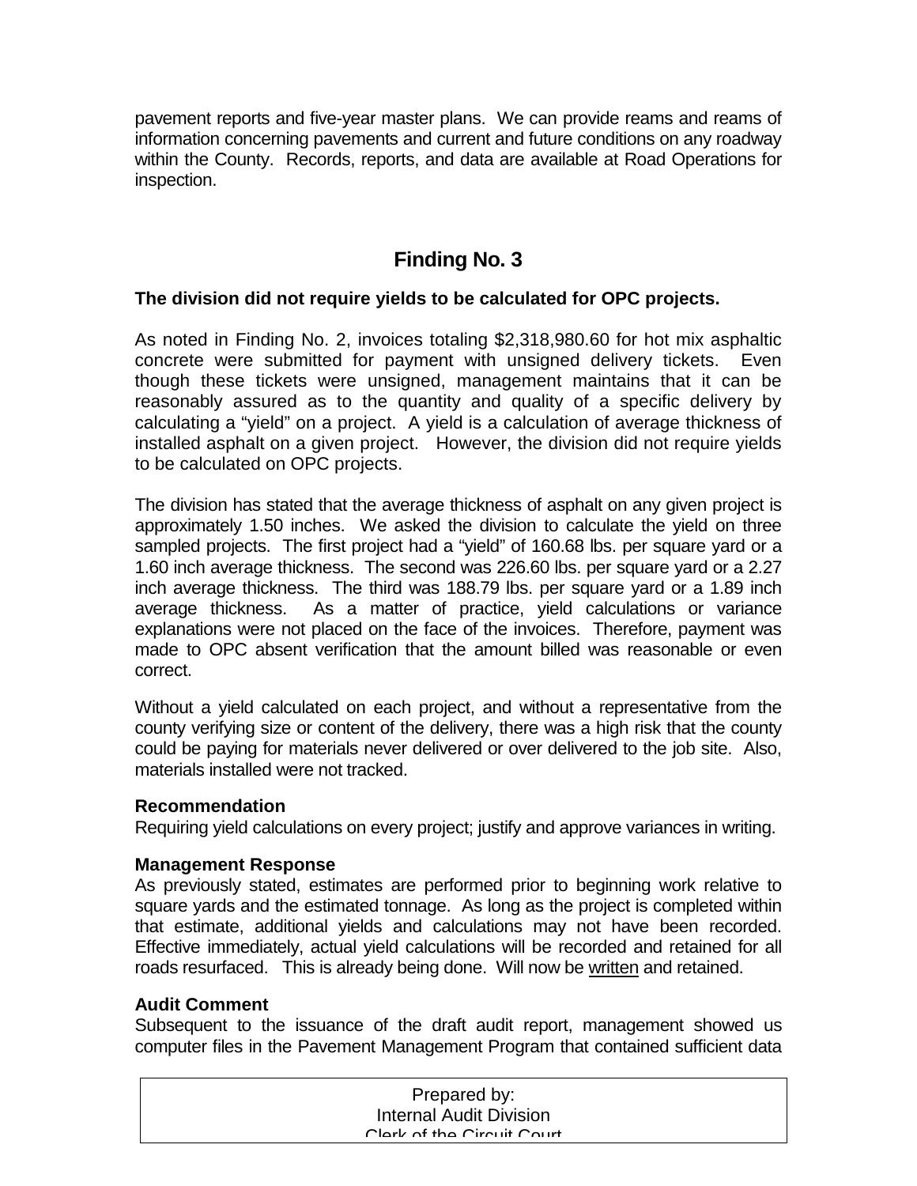pavement reports and five-year master plans. We can provide reams and reams of information concerning pavements and current and future conditions on any roadway within the County. Records, reports, and data are available at Road Operations for inspection.

## Finding No. 3

**The division did not require yields to be calculated for OPC projects.**

As noted in Finding No. 2, invoices totaling $2,318,980.60 for hot mix asphaltic concrete were submitted for payment with unsigned delivery tickets. Even though these tickets were unsigned, management maintains that it can be reasonably assured as to the quantity and quality of a specific delivery by calculating a "yield" on a project. A yield is a calculation of average thickness of installed asphalt on a given project. However, the division did not require yields to be calculated on OPC projects.

The division has stated that the average thickness of asphalt on any given project is approximately 1.50 inches. We asked the division to calculate the yield on three sampled projects. The first project had a "yield" of 160.68 lbs. per square yard or a 1.60 inch average thickness. The second was 226.60 lbs. per square yard or a 2.27 inch average thickness. The third was 188.79 lbs. per square yard or a 1.89 inch average thickness. As a matter of practice, yield calculations or variance explanations were not placed on the face of the invoices. Therefore, payment was made to OPC absent verification that the amount billed was reasonable or even correct.

Without a yield calculated on each project, and without a representative from the county verifying size or content of the delivery, there was a high risk that the county could be paying for materials never delivered or over delivered to the job site. Also, materials installed were not tracked.

**Recommendation**
Requiring yield calculations on every project; justify and approve variances in writing.

**Management Response**
As previously stated, estimates are performed prior to beginning work relative to square yards and the estimated tonnage. As long as the project is completed within that estimate, additional yields and calculations may not have been recorded. Effective immediately, actual yield calculations will be recorded and retained for all roads resurfaced. This is already being done. Will now be <u>written</u> and retained.

**Audit Comment**
Subsequent to the issuance of the draft audit report, management showed us computer files in the Pavement Management Program that contained sufficient data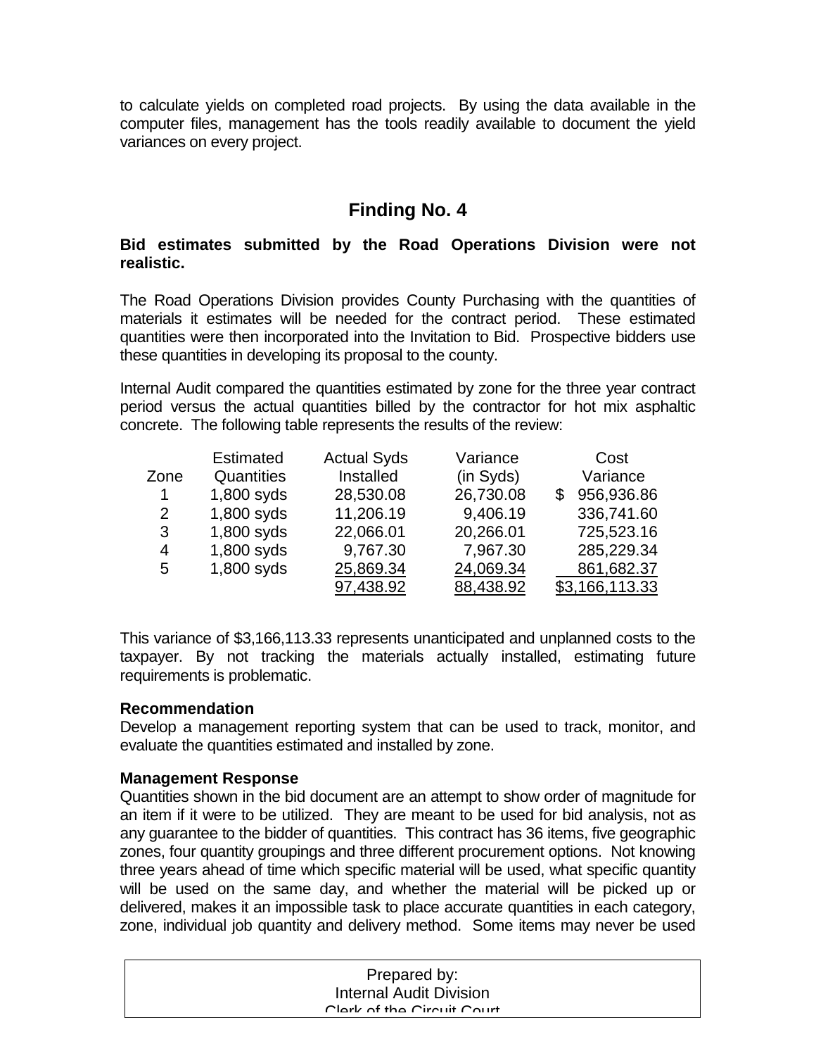to calculate yields on completed road projects. By using the data available in the computer files, management has the tools readily available to document the yield variances on every project.

## Finding No. 4

**Bid estimates submitted by the Road Operations Division were not realistic.**

The Road Operations Division provides County Purchasing with the quantities of materials it estimates will be needed for the contract period. These estimated quantities were then incorporated into the Invitation to Bid. Prospective bidders use these quantities in developing its proposal to the county.

Internal Audit compared the quantities estimated by zone for the three year contract period versus the actual quantities billed by the contractor for hot mix asphaltic concrete. The following table represents the results of the review:

| Zone | Estimated Quantities | Actual Syds Installed | Variance (in Syds) | Cost Variance |
|---|---|---|---|---|
| 1 | 1,800 syds | 28,530.08 | 26,730.08 | $ 956,936.86 |
| 2 | 1,800 syds | 11,206.19 | 9,406.19 | 336,741.60 |
| 3 | 1,800 syds | 22,066.01 | 20,266.01 | 725,523.16 |
| 4 | 1,800 syds | 9,767.30 | 7,967.30 | 285,229.34 |
| 5 | 1,800 syds | 25,869.34 | 24,069.34 | 861,682.37 |
| | | 97,438.92 | 88,438.92 | $3,166,113.33 |

This variance of $3,166,113.33 represents unanticipated and unplanned costs to the taxpayer. By not tracking the materials actually installed, estimating future requirements is problematic.

**Recommendation**

Develop a management reporting system that can be used to track, monitor, and evaluate the quantities estimated and installed by zone.

**Management Response**

Quantities shown in the bid document are an attempt to show order of magnitude for an item if it were to be utilized. They are meant to be used for bid analysis, not as any guarantee to the bidder of quantities. This contract has 36 items, five geographic zones, four quantity groupings and three different procurement options. Not knowing three years ahead of time which specific material will be used, what specific quantity will be used on the same day, and whether the material will be picked up or delivered, makes it an impossible task to place accurate quantities in each category, zone, individual job quantity and delivery method. Some items may never be used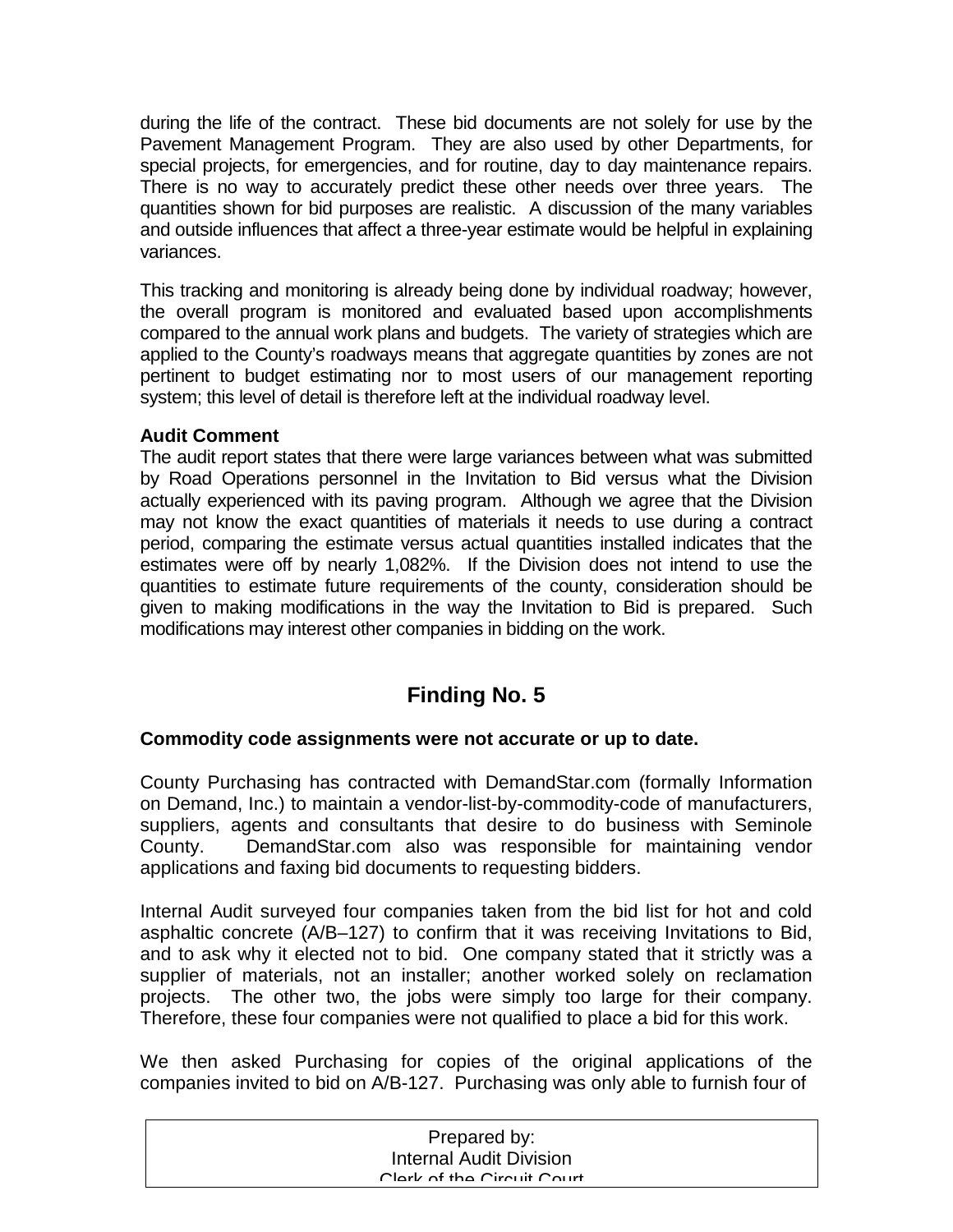during the life of the contract. These bid documents are not solely for use by the Pavement Management Program. They are also used by other Departments, for special projects, for emergencies, and for routine, day to day maintenance repairs. There is no way to accurately predict these other needs over three years. The quantities shown for bid purposes are realistic. A discussion of the many variables and outside influences that affect a three-year estimate would be helpful in explaining variances.

This tracking and monitoring is already being done by individual roadway; however, the overall program is monitored and evaluated based upon accomplishments compared to the annual work plans and budgets. The variety of strategies which are applied to the County's roadways means that aggregate quantities by zones are not pertinent to budget estimating nor to most users of our management reporting system; this level of detail is therefore left at the individual roadway level.

**Audit Comment**

The audit report states that there were large variances between what was submitted by Road Operations personnel in the Invitation to Bid versus what the Division actually experienced with its paving program. Although we agree that the Division may not know the exact quantities of materials it needs to use during a contract period, comparing the estimate versus actual quantities installed indicates that the estimates were off by nearly 1,082%. If the Division does not intend to use the quantities to estimate future requirements of the county, consideration should be given to making modifications in the way the Invitation to Bid is prepared. Such modifications may interest other companies in bidding on the work.

## Finding No. 5

**Commodity code assignments were not accurate or up to date.**

County Purchasing has contracted with DemandStar.com (formally Information on Demand, Inc.) to maintain a vendor-list-by-commodity-code of manufacturers, suppliers, agents and consultants that desire to do business with Seminole County. DemandStar.com also was responsible for maintaining vendor applications and faxing bid documents to requesting bidders.

Internal Audit surveyed four companies taken from the bid list for hot and cold asphaltic concrete (A/B–127) to confirm that it was receiving Invitations to Bid, and to ask why it elected not to bid. One company stated that it strictly was a supplier of materials, not an installer; another worked solely on reclamation projects. The other two, the jobs were simply too large for their company. Therefore, these four companies were not qualified to place a bid for this work.

We then asked Purchasing for copies of the original applications of the companies invited to bid on A/B-127. Purchasing was only able to furnish four of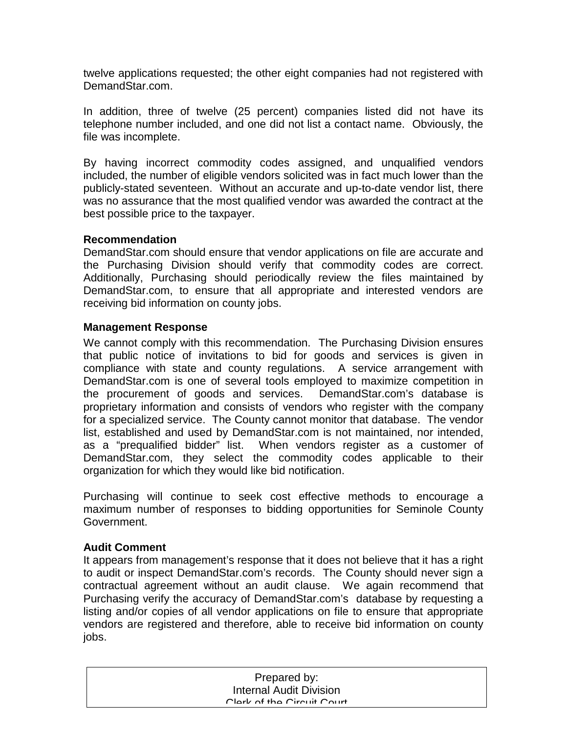twelve applications requested; the other eight companies had not registered with DemandStar.com.

In addition, three of twelve (25 percent) companies listed did not have its telephone number included, and one did not list a contact name. Obviously, the file was incomplete.

By having incorrect commodity codes assigned, and unqualified vendors included, the number of eligible vendors solicited was in fact much lower than the publicly-stated seventeen. Without an accurate and up-to-date vendor list, there was no assurance that the most qualified vendor was awarded the contract at the best possible price to the taxpayer.

**Recommendation**

DemandStar.com should ensure that vendor applications on file are accurate and the Purchasing Division should verify that commodity codes are correct. Additionally, Purchasing should periodically review the files maintained by DemandStar.com, to ensure that all appropriate and interested vendors are receiving bid information on county jobs.

**Management Response**

We cannot comply with this recommendation. The Purchasing Division ensures that public notice of invitations to bid for goods and services is given in compliance with state and county regulations. A service arrangement with DemandStar.com is one of several tools employed to maximize competition in the procurement of goods and services. DemandStar.com's database is proprietary information and consists of vendors who register with the company for a specialized service. The County cannot monitor that database. The vendor list, established and used by DemandStar.com is not maintained, nor intended, as a "prequalified bidder" list. When vendors register as a customer of DemandStar.com, they select the commodity codes applicable to their organization for which they would like bid notification.

Purchasing will continue to seek cost effective methods to encourage a maximum number of responses to bidding opportunities for Seminole County Government.

**Audit Comment**

It appears from management's response that it does not believe that it has a right to audit or inspect DemandStar.com's records. The County should never sign a contractual agreement without an audit clause. We again recommend that Purchasing verify the accuracy of DemandStar.com's database by requesting a listing and/or copies of all vendor applications on file to ensure that appropriate vendors are registered and therefore, able to receive bid information on county jobs.

Prepared by:
Internal Audit Division
Clerk of the Circuit Court